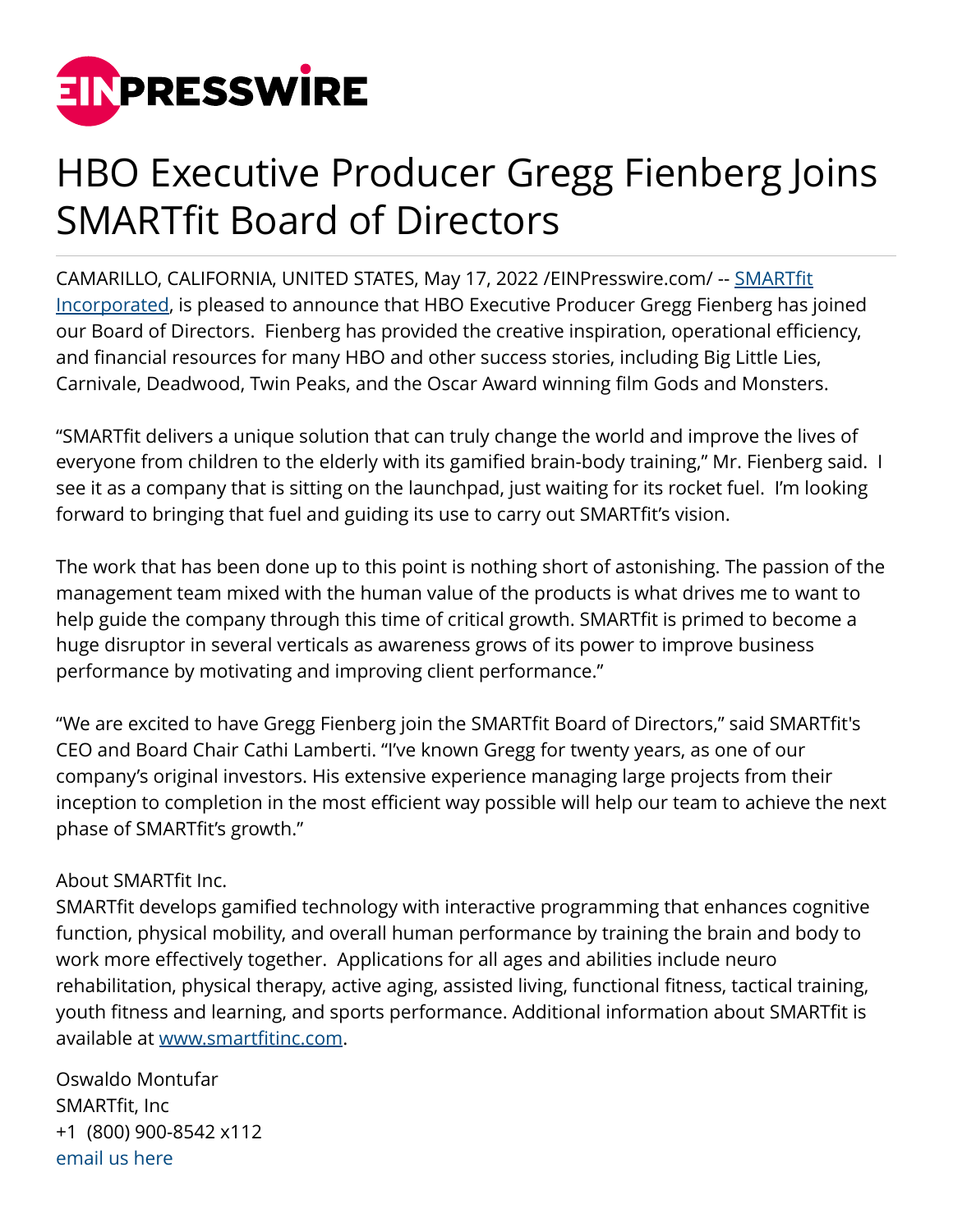EINPRESSWIRE

# HBO Executive Producer Gregg Fienberg Joins SMARTfit Board of Directors

CAMARILLO, CALIFORNIA, UNITED STATES, May 17, 2022 /EINPresswire.com/ -- SMARTfit Incorporated, is pleased to announce that HBO Executive Producer Gregg Fienberg has joined our Board of Directors. Fienberg has provided the creative inspiration, operational efficiency, and financial resources for many HBO and other success stories, including Big Little Lies, Carnivale, Deadwood, Twin Peaks, and the Oscar Award winning film Gods and Monsters.

"SMARTfit delivers a unique solution that can truly change the world and improve the lives of everyone from children to the elderly with its gamified brain-body training," Mr. Fienberg said. I see it as a company that is sitting on the launchpad, just waiting for its rocket fuel. I'm looking forward to bringing that fuel and guiding its use to carry out SMARTfit's vision.

The work that has been done up to this point is nothing short of astonishing. The passion of the management team mixed with the human value of the products is what drives me to want to help guide the company through this time of critical growth. SMARTfit is primed to become a huge disruptor in several verticals as awareness grows of its power to improve business performance by motivating and improving client performance."

"We are excited to have Gregg Fienberg join the SMARTfit Board of Directors," said SMARTfit's CEO and Board Chair Cathi Lamberti. "I've known Gregg for twenty years, as one of our company's original investors. His extensive experience managing large projects from their inception to completion in the most efficient way possible will help our team to achieve the next phase of SMARTfit's growth."

About SMARTfit Inc.
SMARTfit develops gamified technology with interactive programming that enhances cognitive function, physical mobility, and overall human performance by training the brain and body to work more effectively together. Applications for all ages and abilities include neuro rehabilitation, physical therapy, active aging, assisted living, functional fitness, tactical training, youth fitness and learning, and sports performance. Additional information about SMARTfit is available at www.smartfitinc.com.

Oswaldo Montufar
SMARTfit, Inc
+1 (800) 900-8542 x112
email us here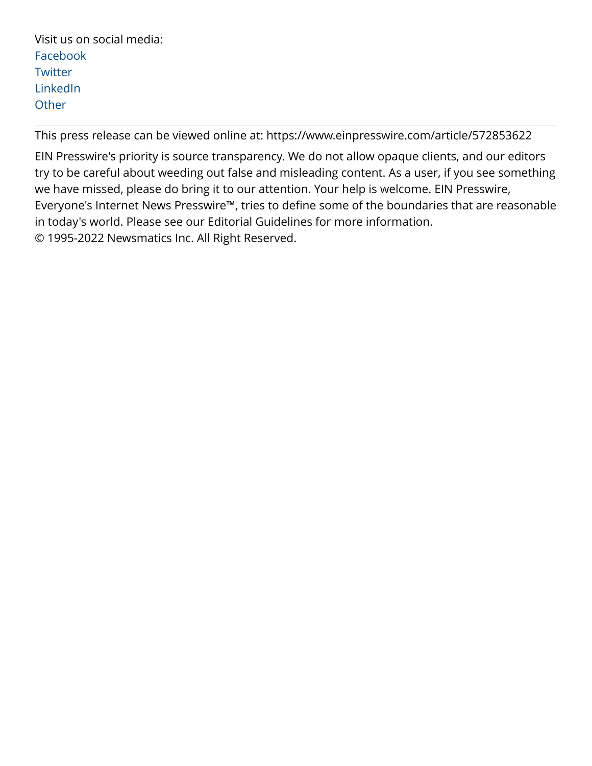Visit us on social media:
Facebook
Twitter
LinkedIn
Other

---

This press release can be viewed online at: https://www.einpresswire.com/article/572853622

EIN Presswire's priority is source transparency. We do not allow opaque clients, and our editors try to be careful about weeding out false and misleading content. As a user, if you see something we have missed, please do bring it to our attention. Your help is welcome. EIN Presswire, Everyone's Internet News Presswire™, tries to define some of the boundaries that are reasonable in today's world. Please see our Editorial Guidelines for more information.
© 1995-2022 Newsmatics Inc. All Right Reserved.